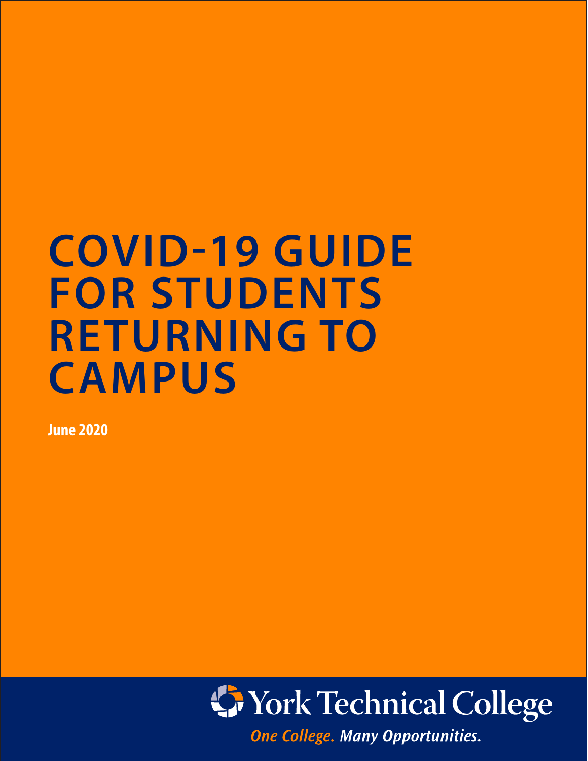# COVID-19 GUIDE FOR STUDENTS RETURNING TO CAMPUS

**June 2020**

York Technical College

*One College. Many Opportunities.*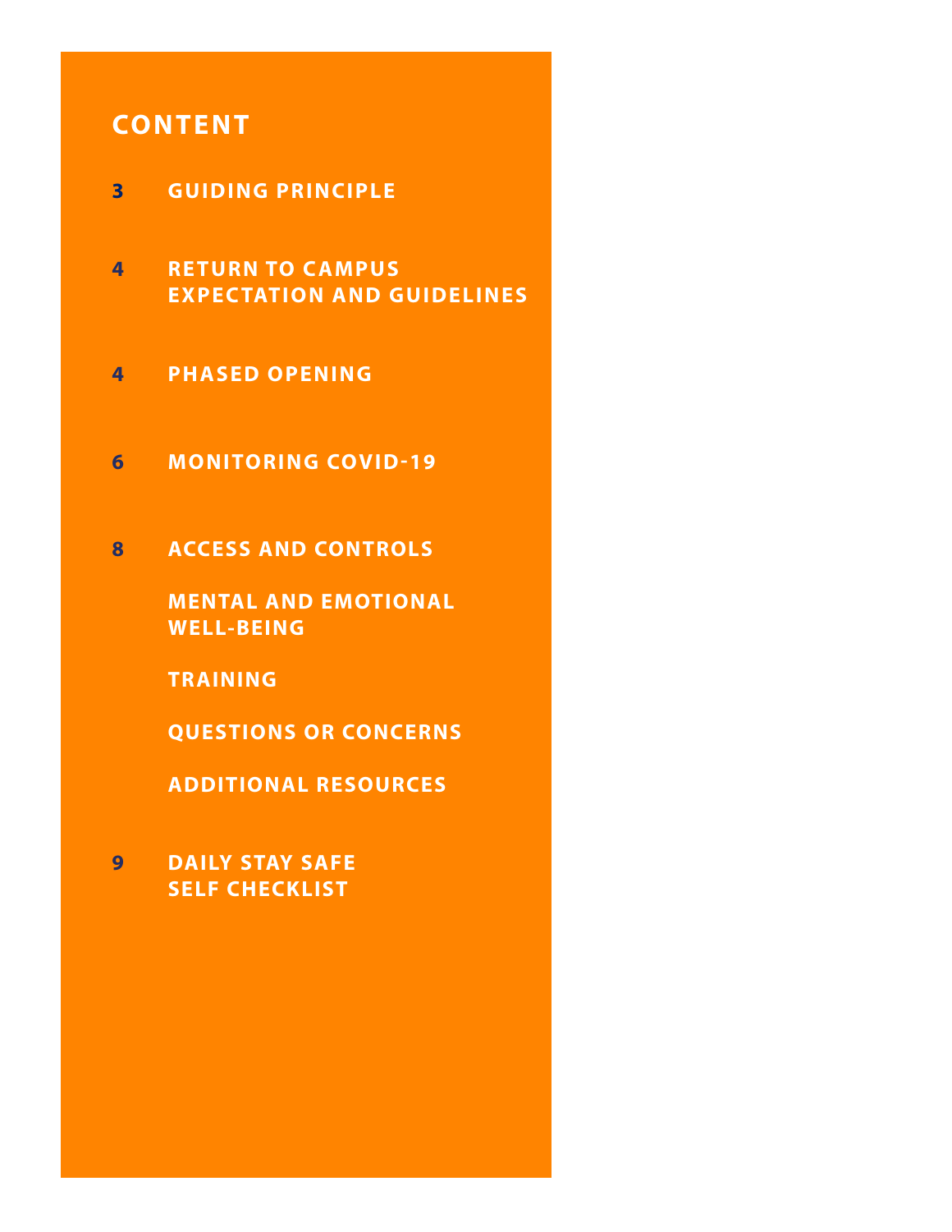## CONTENT

| | |
|---|---|
| 3 | GUIDING PRINCIPLE |
| 4 | RETURN TO CAMPUS EXPECTATION AND GUIDELINES |
| 4 | PHASED OPENING |
| 6 | MONITORING COVID-19 |
| 8 | ACCESS AND CONTROLS |
| | MENTAL AND EMOTIONAL WELL-BEING |
| | TRAINING |
| | QUESTIONS OR CONCERNS |
| | ADDITIONAL RESOURCES |
| 9 | DAILY STAY SAFE SELF CHECKLIST |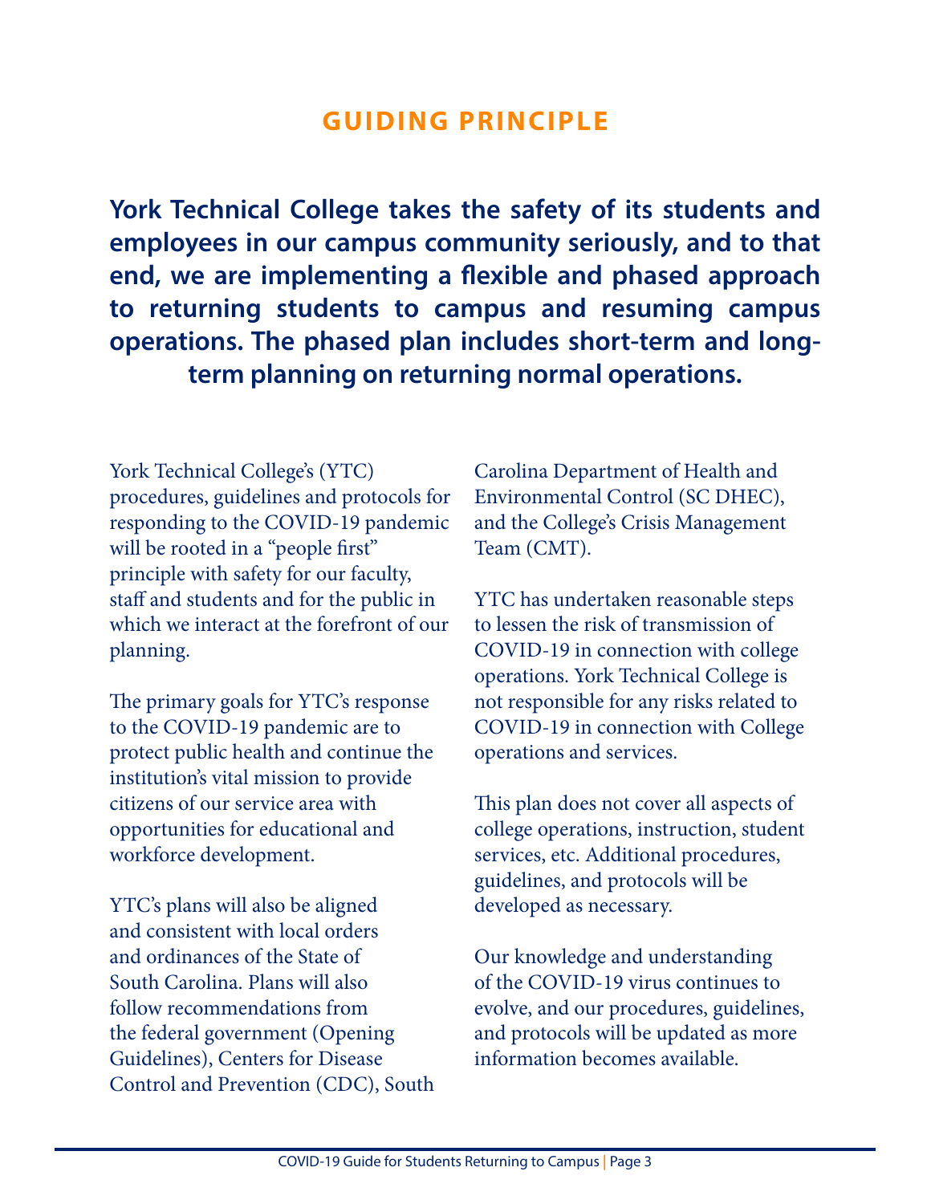# GUIDING PRINCIPLE

**York Technical College takes the safety of its students and employees in our campus community seriously, and to that end, we are implementing a flexible and phased approach to returning students to campus and resuming campus operations. The phased plan includes short-term and long-term planning on returning normal operations.**

York Technical College's (YTC) procedures, guidelines and protocols for responding to the COVID-19 pandemic will be rooted in a "people first" principle with safety for our faculty, staff and students and for the public in which we interact at the forefront of our planning.

The primary goals for YTC's response to the COVID-19 pandemic are to protect public health and continue the institution's vital mission to provide citizens of our service area with opportunities for educational and workforce development.

YTC's plans will also be aligned and consistent with local orders and ordinances of the State of South Carolina. Plans will also follow recommendations from the federal government (Opening Guidelines), Centers for Disease Control and Prevention (CDC), South Carolina Department of Health and Environmental Control (SC DHEC), and the College's Crisis Management Team (CMT).

YTC has undertaken reasonable steps to lessen the risk of transmission of COVID-19 in connection with college operations. York Technical College is not responsible for any risks related to COVID-19 in connection with College operations and services.

This plan does not cover all aspects of college operations, instruction, student services, etc. Additional procedures, guidelines, and protocols will be developed as necessary.

Our knowledge and understanding of the COVID-19 virus continues to evolve, and our procedures, guidelines, and protocols will be updated as more information becomes available.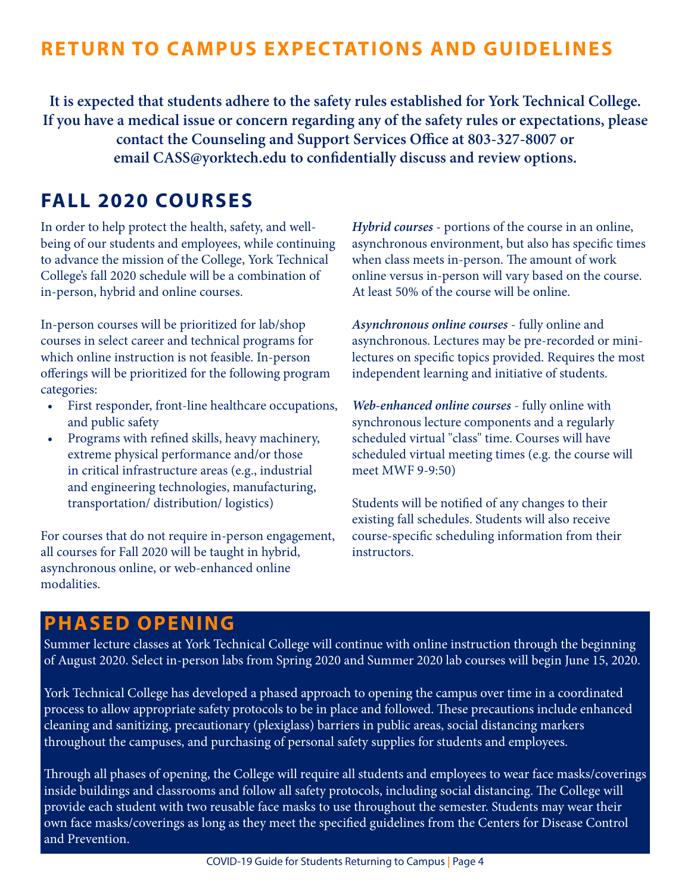# RETURN TO CAMPUS EXPECTATIONS AND GUIDELINES

**It is expected that students adhere to the safety rules established for York Technical College. If you have a medical issue or concern regarding any of the safety rules or expectations, please contact the Counseling and Support Services Office at 803-327-8007 or email CASS@yorktech.edu to confidentially discuss and review options.**

## FALL 2020 COURSES

In order to help protect the health, safety, and well-being of our students and employees, while continuing to advance the mission of the College, York Technical College's fall 2020 schedule will be a combination of in-person, hybrid and online courses.

In-person courses will be prioritized for lab/shop courses in select career and technical programs for which online instruction is not feasible. In-person offerings will be prioritized for the following program categories:

- First responder, front-line healthcare occupations, and public safety
- Programs with refined skills, heavy machinery, extreme physical performance and/or those in critical infrastructure areas (e.g., industrial and engineering technologies, manufacturing, transportation/ distribution/ logistics)

For courses that do not require in-person engagement, all courses for Fall 2020 will be taught in hybrid, asynchronous online, or web-enhanced online modalities.

***Hybrid courses*** - portions of the course in an online, asynchronous environment, but also has specific times when class meets in-person. The amount of work online versus in-person will vary based on the course. At least 50% of the course will be online.

***Asynchronous online courses*** - fully online and asynchronous. Lectures may be pre-recorded or mini-lectures on specific topics provided. Requires the most independent learning and initiative of students.

***Web-enhanced online courses*** - fully online with synchronous lecture components and a regularly scheduled virtual "class" time. Courses will have scheduled virtual meeting times (e.g. the course will meet MWF 9-9:50)

Students will be notified of any changes to their existing fall schedules. Students will also receive course-specific scheduling information from their instructors.

## PHASED OPENING

Summer lecture classes at York Technical College will continue with online instruction through the beginning of August 2020. Select in-person labs from Spring 2020 and Summer 2020 lab courses will begin June 15, 2020.

York Technical College has developed a phased approach to opening the campus over time in a coordinated process to allow appropriate safety protocols to be in place and followed. These precautions include enhanced cleaning and sanitizing, precautionary (plexiglass) barriers in public areas, social distancing markers throughout the campuses, and purchasing of personal safety supplies for students and employees.

Through all phases of opening, the College will require all students and employees to wear face masks/coverings inside buildings and classrooms and follow all safety protocols, including social distancing. The College will provide each student with two reusable face masks to use throughout the semester. Students may wear their own face masks/coverings as long as they meet the specified guidelines from the Centers for Disease Control and Prevention.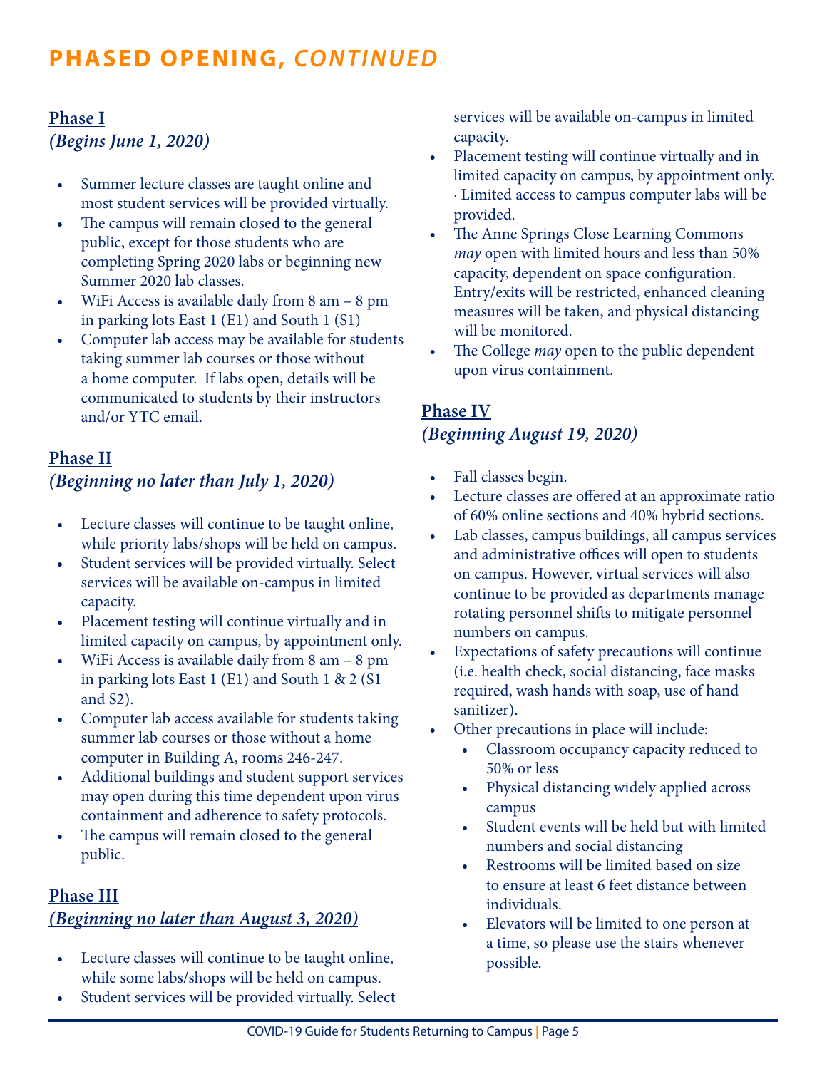# PHASED OPENING, *CONTINUED*

## Phase I
***(Begins June 1, 2020)***

- Summer lecture classes are taught online and most student services will be provided virtually.
- The campus will remain closed to the general public, except for those students who are completing Spring 2020 labs or beginning new Summer 2020 lab classes.
- WiFi Access is available daily from 8 am – 8 pm in parking lots East 1 (E1) and South 1 (S1)
- Computer lab access may be available for students taking summer lab courses or those without a home computer. If labs open, details will be communicated to students by their instructors and/or YTC email.

## Phase II
***(Beginning no later than July 1, 2020)***

- Lecture classes will continue to be taught online, while priority labs/shops will be held on campus.
- Student services will be provided virtually. Select services will be available on-campus in limited capacity.
- Placement testing will continue virtually and in limited capacity on campus, by appointment only.
- WiFi Access is available daily from 8 am – 8 pm in parking lots East 1 (E1) and South 1 & 2 (S1 and S2).
- Computer lab access available for students taking summer lab courses or those without a home computer in Building A, rooms 246-247.
- Additional buildings and student support services may open during this time dependent upon virus containment and adherence to safety protocols.
- The campus will remain closed to the general public.

## Phase III
***(Beginning no later than August 3, 2020)***

- Lecture classes will continue to be taught online, while some labs/shops will be held on campus.
- Student services will be provided virtually. Select services will be available on-campus in limited capacity.
- Placement testing will continue virtually and in limited capacity on campus, by appointment only. · Limited access to campus computer labs will be provided.
- The Anne Springs Close Learning Commons *may* open with limited hours and less than 50% capacity, dependent on space configuration. Entry/exits will be restricted, enhanced cleaning measures will be taken, and physical distancing will be monitored.
- The College *may* open to the public dependent upon virus containment.

## Phase IV
***(Beginning August 19, 2020)***

- Fall classes begin.
- Lecture classes are offered at an approximate ratio of 60% online sections and 40% hybrid sections.
- Lab classes, campus buildings, all campus services and administrative offices will open to students on campus. However, virtual services will also continue to be provided as departments manage rotating personnel shifts to mitigate personnel numbers on campus.
- Expectations of safety precautions will continue (i.e. health check, social distancing, face masks required, wash hands with soap, use of hand sanitizer).
- Other precautions in place will include:
  - Classroom occupancy capacity reduced to 50% or less
  - Physical distancing widely applied across campus
  - Student events will be held but with limited numbers and social distancing
  - Restrooms will be limited based on size to ensure at least 6 feet distance between individuals.
  - Elevators will be limited to one person at a time, so please use the stairs whenever possible.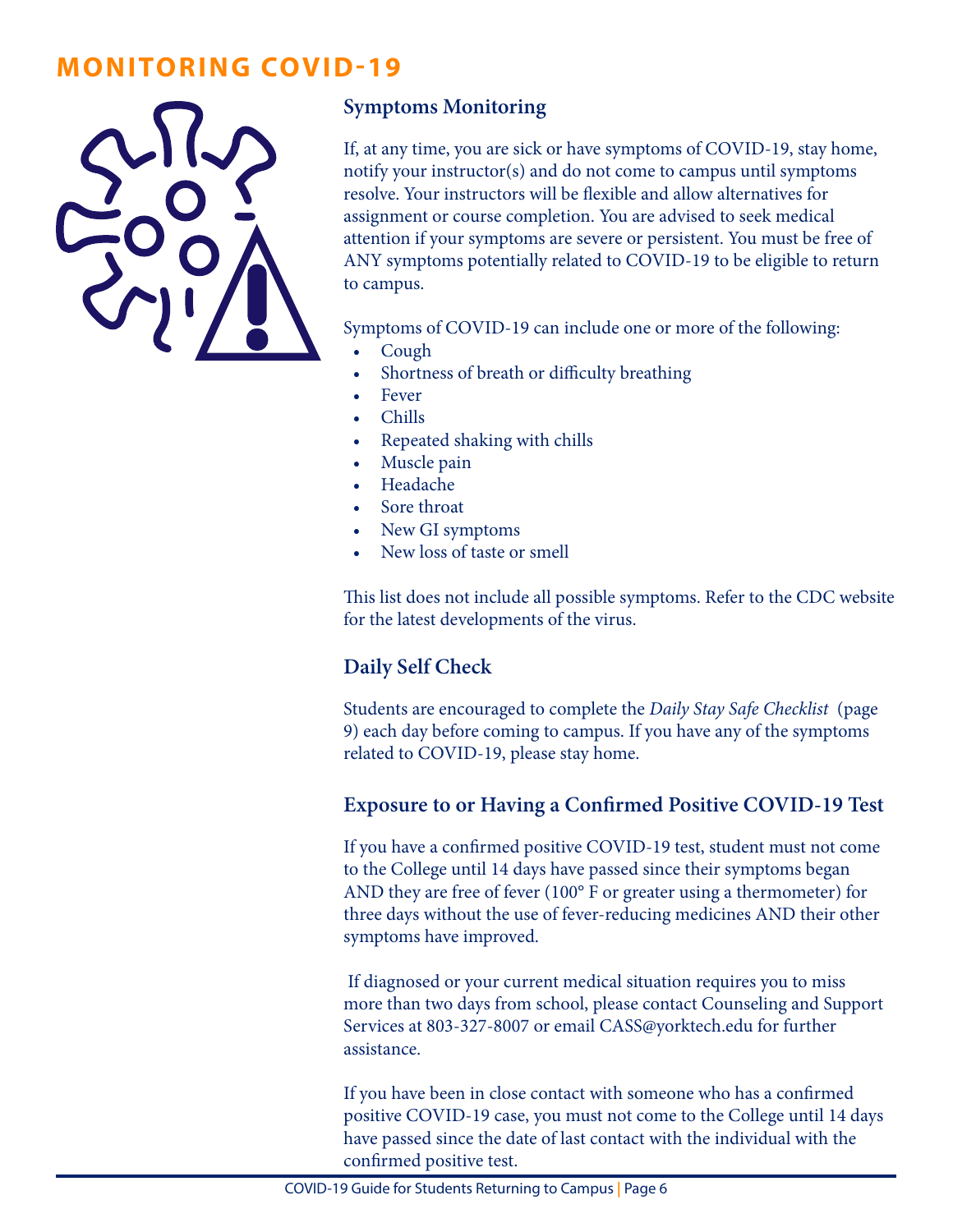# MONITORING COVID-19

## Symptoms Monitoring

If, at any time, you are sick or have symptoms of COVID-19, stay home, notify your instructor(s) and do not come to campus until symptoms resolve. Your instructors will be flexible and allow alternatives for assignment or course completion. You are advised to seek medical attention if your symptoms are severe or persistent. You must be free of ANY symptoms potentially related to COVID-19 to be eligible to return to campus.

Symptoms of COVID-19 can include one or more of the following:

- Cough
- Shortness of breath or difficulty breathing
- Fever
- Chills
- Repeated shaking with chills
- Muscle pain
- Headache
- Sore throat
- New GI symptoms
- New loss of taste or smell

This list does not include all possible symptoms. Refer to the CDC website for the latest developments of the virus.

## Daily Self Check

Students are encouraged to complete the *Daily Stay Safe Checklist* (page 9) each day before coming to campus. If you have any of the symptoms related to COVID-19, please stay home.

## Exposure to or Having a Confirmed Positive COVID-19 Test

If you have a confirmed positive COVID-19 test, student must not come to the College until 14 days have passed since their symptoms began AND they are free of fever (100° F or greater using a thermometer) for three days without the use of fever-reducing medicines AND their other symptoms have improved.

If diagnosed or your current medical situation requires you to miss more than two days from school, please contact Counseling and Support Services at 803-327-8007 or email CASS@yorktech.edu for further assistance.

If you have been in close contact with someone who has a confirmed positive COVID-19 case, you must not come to the College until 14 days have passed since the date of last contact with the individual with the confirmed positive test.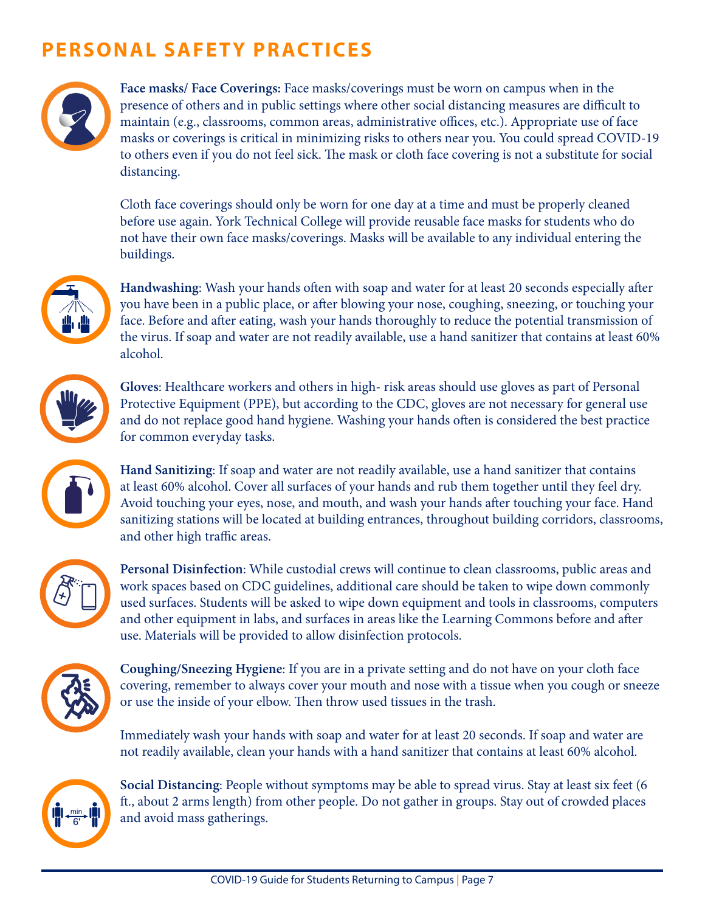# PERSONAL SAFETY PRACTICES

**Face masks/ Face Coverings:** Face masks/coverings must be worn on campus when in the presence of others and in public settings where other social distancing measures are difficult to maintain (e.g., classrooms, common areas, administrative offices, etc.). Appropriate use of face masks or coverings is critical in minimizing risks to others near you. You could spread COVID-19 to others even if you do not feel sick. The mask or cloth face covering is not a substitute for social distancing.

Cloth face coverings should only be worn for one day at a time and must be properly cleaned before use again. York Technical College will provide reusable face masks for students who do not have their own face masks/coverings. Masks will be available to any individual entering the buildings.

**Handwashing**: Wash your hands often with soap and water for at least 20 seconds especially after you have been in a public place, or after blowing your nose, coughing, sneezing, or touching your face. Before and after eating, wash your hands thoroughly to reduce the potential transmission of the virus. If soap and water are not readily available, use a hand sanitizer that contains at least 60% alcohol.

**Gloves**: Healthcare workers and others in high- risk areas should use gloves as part of Personal Protective Equipment (PPE), but according to the CDC, gloves are not necessary for general use and do not replace good hand hygiene. Washing your hands often is considered the best practice for common everyday tasks.

**Hand Sanitizing**: If soap and water are not readily available, use a hand sanitizer that contains at least 60% alcohol. Cover all surfaces of your hands and rub them together until they feel dry. Avoid touching your eyes, nose, and mouth, and wash your hands after touching your face. Hand sanitizing stations will be located at building entrances, throughout building corridors, classrooms, and other high traffic areas.

**Personal Disinfection**: While custodial crews will continue to clean classrooms, public areas and work spaces based on CDC guidelines, additional care should be taken to wipe down commonly used surfaces. Students will be asked to wipe down equipment and tools in classrooms, computers and other equipment in labs, and surfaces in areas like the Learning Commons before and after use. Materials will be provided to allow disinfection protocols.

**Coughing/Sneezing Hygiene**: If you are in a private setting and do not have on your cloth face covering, remember to always cover your mouth and nose with a tissue when you cough or sneeze or use the inside of your elbow. Then throw used tissues in the trash.

Immediately wash your hands with soap and water for at least 20 seconds. If soap and water are not readily available, clean your hands with a hand sanitizer that contains at least 60% alcohol.

**Social Distancing**: People without symptoms may be able to spread virus. Stay at least six feet (6 ft., about 2 arms length) from other people. Do not gather in groups. Stay out of crowded places and avoid mass gatherings.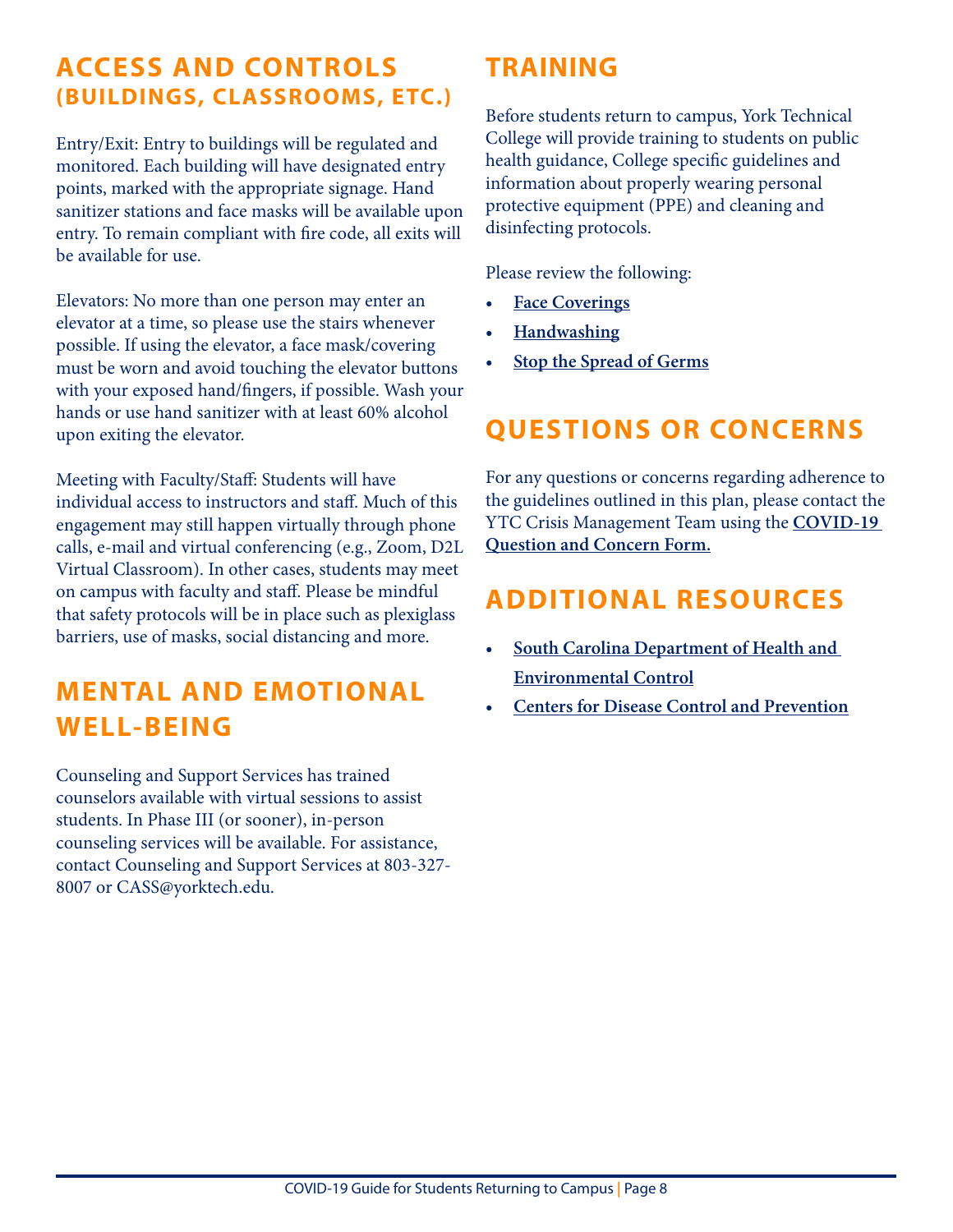## ACCESS AND CONTROLS (BUILDINGS, CLASSROOMS, ETC.)

Entry/Exit: Entry to buildings will be regulated and monitored. Each building will have designated entry points, marked with the appropriate signage. Hand sanitizer stations and face masks will be available upon entry. To remain compliant with fire code, all exits will be available for use.

Elevators: No more than one person may enter an elevator at a time, so please use the stairs whenever possible. If using the elevator, a face mask/covering must be worn and avoid touching the elevator buttons with your exposed hand/fingers, if possible. Wash your hands or use hand sanitizer with at least 60% alcohol upon exiting the elevator.

Meeting with Faculty/Staff: Students will have individual access to instructors and staff. Much of this engagement may still happen virtually through phone calls, e-mail and virtual conferencing (e.g., Zoom, D2L Virtual Classroom). In other cases, students may meet on campus with faculty and staff. Please be mindful that safety protocols will be in place such as plexiglass barriers, use of masks, social distancing and more.

## MENTAL AND EMOTIONAL WELL-BEING

Counseling and Support Services has trained counselors available with virtual sessions to assist students. In Phase III (or sooner), in-person counseling services will be available. For assistance, contact Counseling and Support Services at 803-327-8007 or CASS@yorktech.edu.

## TRAINING

Before students return to campus, York Technical College will provide training to students on public health guidance, College specific guidelines and information about properly wearing personal protective equipment (PPE) and cleaning and disinfecting protocols.

Please review the following:

- **Face Coverings**
- **Handwashing**
- **Stop the Spread of Germs**

## QUESTIONS OR CONCERNS

For any questions or concerns regarding adherence to the guidelines outlined in this plan, please contact the YTC Crisis Management Team using the **COVID-19 Question and Concern Form.**

## ADDITIONAL RESOURCES

- **South Carolina Department of Health and Environmental Control**
- **Centers for Disease Control and Prevention**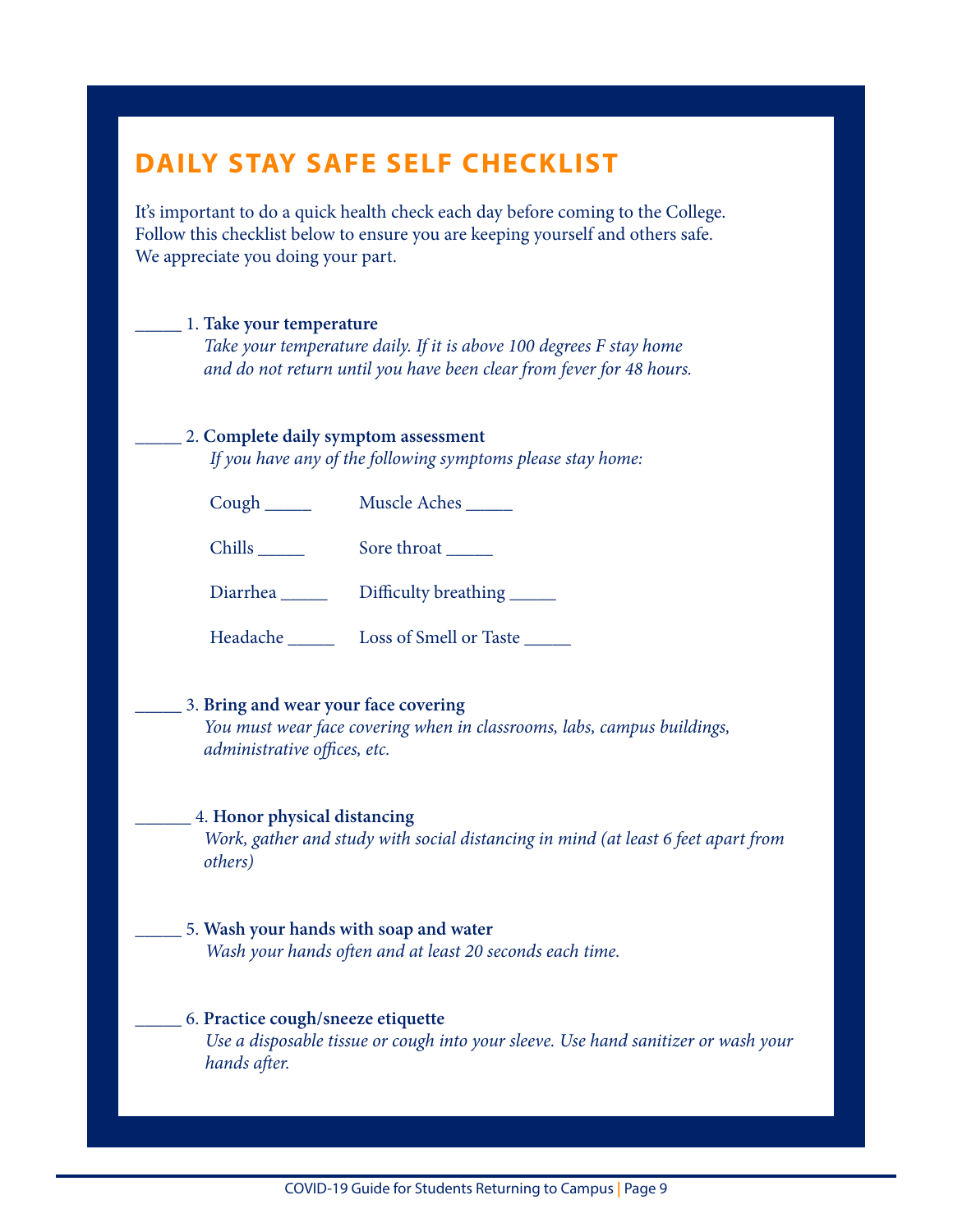# DAILY STAY SAFE SELF CHECKLIST

It's important to do a quick health check each day before coming to the College. Follow this checklist below to ensure you are keeping yourself and others safe. We appreciate you doing your part.

_____ 1. **Take your temperature**
*Take your temperature daily. If it is above 100 degrees F stay home and do not return until you have been clear from fever for 48 hours.*

_____ 2. **Complete daily symptom assessment**
*If you have any of the following symptoms please stay home:*

Cough _____ Muscle Aches _____

Chills _____ Sore throat _____

Diarrhea _____ Difficulty breathing _____

Headache _____ Loss of Smell or Taste _____

_____ 3. **Bring and wear your face covering**
*You must wear face covering when in classrooms, labs, campus buildings, administrative offices, etc.*

______ 4. **Honor physical distancing**
*Work, gather and study with social distancing in mind (at least 6 feet apart from others)*

_____ 5. **Wash your hands with soap and water**
*Wash your hands often and at least 20 seconds each time.*

_____ 6. **Practice cough/sneeze etiquette**
*Use a disposable tissue or cough into your sleeve. Use hand sanitizer or wash your hands after.*